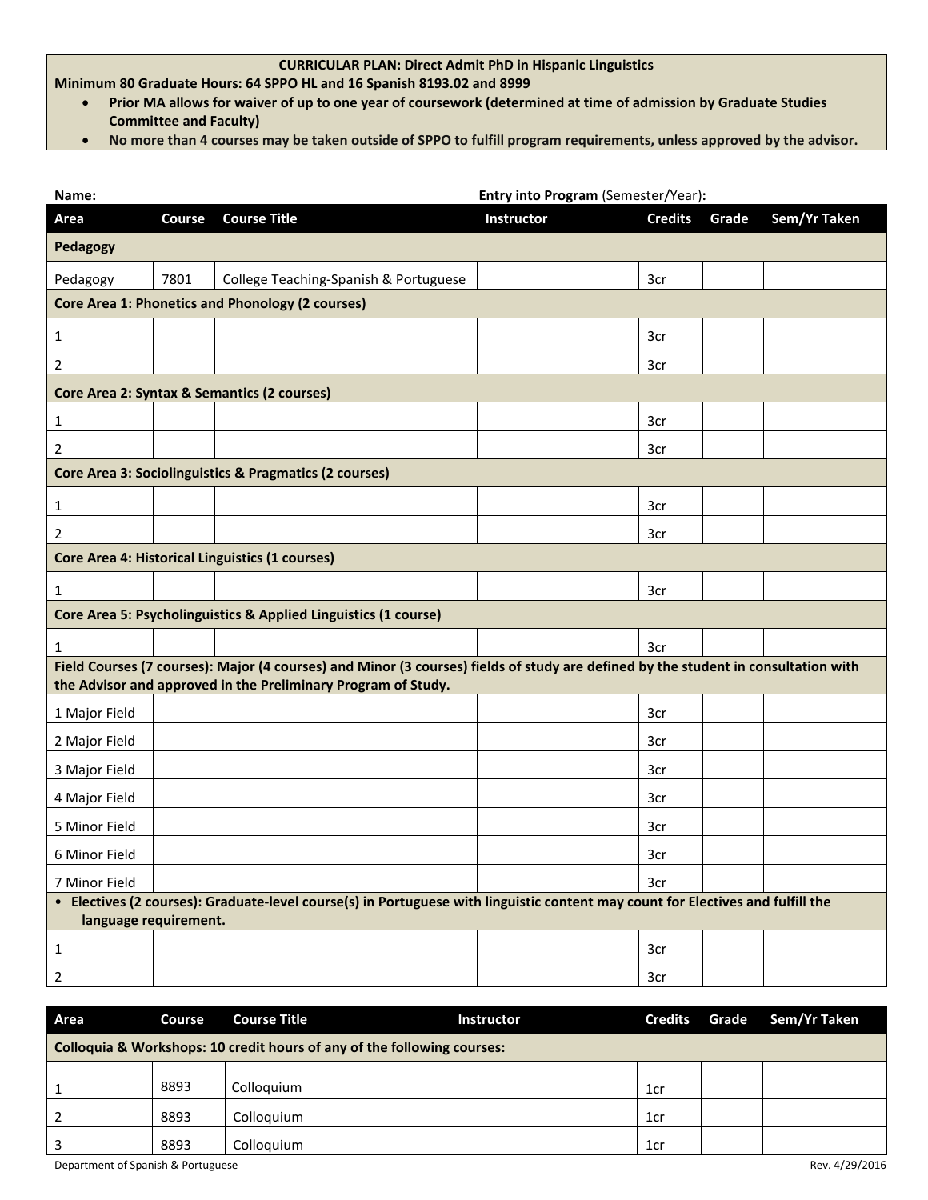**CURRICULAR PLAN: Direct Admit PhD in Hispanic Linguistics**

**Minimum 80 Graduate Hours: 64 SPPO HL and 16 Spanish 8193.02 and 8999**

- **Prior MA allows for waiver of up to one year of coursework (determined at time of admission by Graduate Studies Committee and Faculty)**
- **No more than 4 courses may be taken outside of SPPO to fulfill program requirements, unless approved by the advisor.**

**Name:** **Entry into Program** (Semester/Year)**:**

| Area | Course | Course Title | Instructor | Credits | Grade | Sem/Yr Taken |
|---|---|---|---|---|---|---|
| **Pedagogy** | | | | | | |
| Pedagogy | 7801 | College Teaching-Spanish & Portuguese | | 3cr | | |
| **Core Area 1: Phonetics and Phonology (2 courses)** | | | | | | |
| 1 | | | | 3cr | | |
| 2 | | | | 3cr | | |
| **Core Area 2: Syntax & Semantics (2 courses)** | | | | | | |
| 1 | | | | 3cr | | |
| 2 | | | | 3cr | | |
| **Core Area 3: Sociolinguistics & Pragmatics (2 courses)** | | | | | | |
| 1 | | | | 3cr | | |
| 2 | | | | 3cr | | |
| **Core Area 4: Historical Linguistics (1 courses)** | | | | | | |
| 1 | | | | 3cr | | |
| **Core Area 5: Psycholinguistics & Applied Linguistics (1 course)** | | | | | | |
| 1 | | | | 3cr | | |
| **Field Courses (7 courses): Major (4 courses) and Minor (3 courses) fields of study are defined by the student in consultation with the Advisor and approved in the Preliminary Program of Study.** | | | | | | |
| 1 Major Field | | | | 3cr | | |
| 2 Major Field | | | | 3cr | | |
| 3 Major Field | | | | 3cr | | |
| 4 Major Field | | | | 3cr | | |
| 5 Minor Field | | | | 3cr | | |
| 6 Minor Field | | | | 3cr | | |
| 7 Minor Field | | | | 3cr | | |
| • **Electives (2 courses): Graduate-level course(s) in Portuguese with linguistic content may count for Electives and fulfill the language requirement.** | | | | | | |
| 1 | | | | 3cr | | |
| 2 | | | | 3cr | | |

| Area | Course | Course Title | Instructor | Credits | Grade | Sem/Yr Taken |
|---|---|---|---|---|---|---|
| **Colloquia & Workshops: 10 credit hours of any of the following courses:** | | | | | | |
| 1 | 8893 | Colloquium | | 1cr | | |
| 2 | 8893 | Colloquium | | 1cr | | |
| 3 | 8893 | Colloquium | | 1cr | | |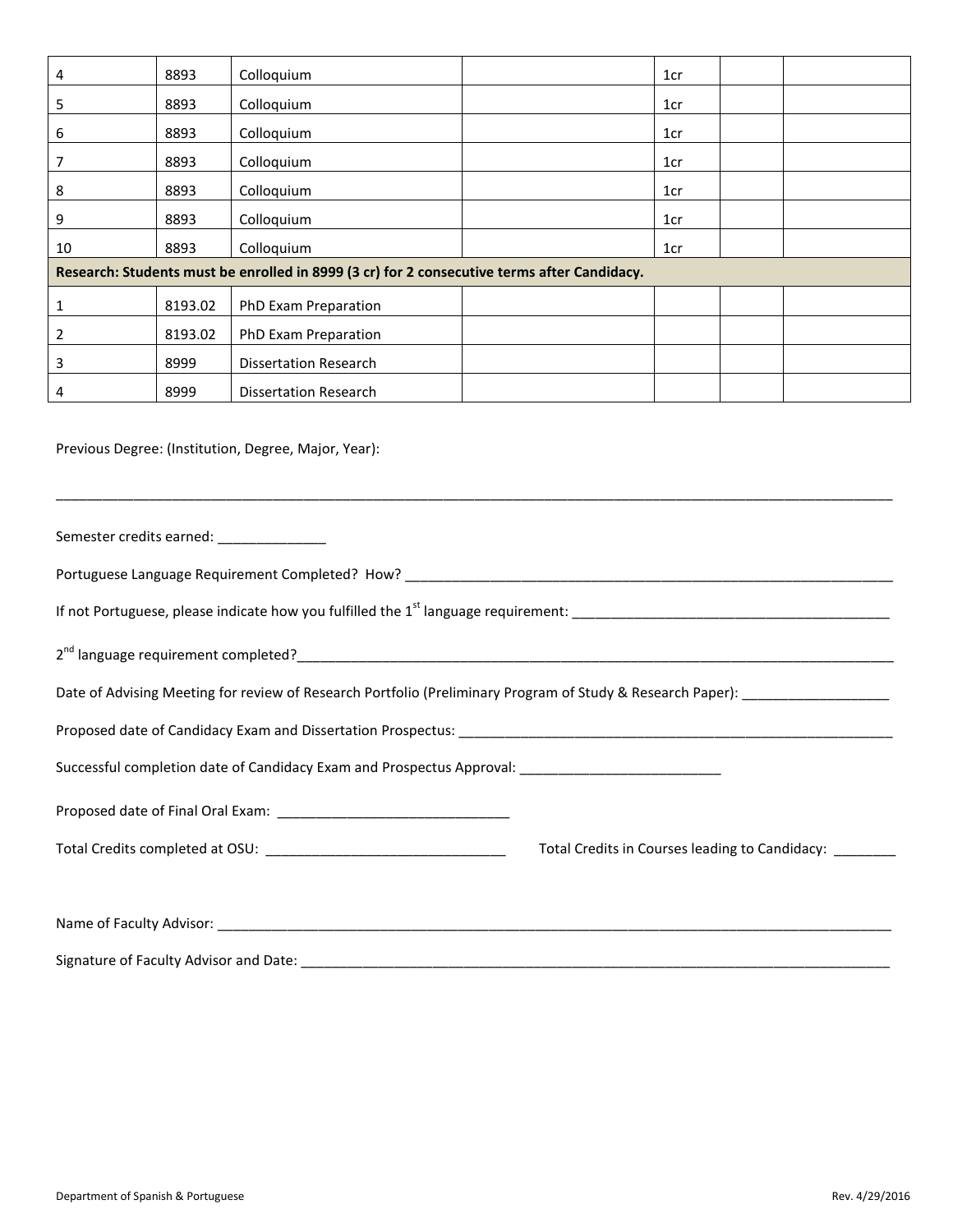| | | | | | | |
|---|---|---|---|---|---|---|
| 4 | 8893 | Colloquium | | 1cr | | |
| 5 | 8893 | Colloquium | | 1cr | | |
| 6 | 8893 | Colloquium | | 1cr | | |
| 7 | 8893 | Colloquium | | 1cr | | |
| 8 | 8893 | Colloquium | | 1cr | | |
| 9 | 8893 | Colloquium | | 1cr | | |
| 10 | 8893 | Colloquium | | 1cr | | |
| **Research: Students must be enrolled in 8999 (3 cr) for 2 consecutive terms after Candidacy.** | | | | | | |
| 1 | 8193.02 | PhD Exam Preparation | | | | |
| 2 | 8193.02 | PhD Exam Preparation | | | | |
| 3 | 8999 | Dissertation Research | | | | |
| 4 | 8999 | Dissertation Research | | | | |

Previous Degree: (Institution, Degree, Major, Year):

______________________________________________________________________________________________

Semester credits earned: ______________

Portuguese Language Requirement Completed? How? ___________________________________________________________

If not Portuguese, please indicate how you fulfilled the 1st language requirement: ________________________________________

2nd language requirement completed?___________________________________________________________________

Date of Advising Meeting for review of Research Portfolio (Preliminary Program of Study & Research Paper): ___________________

Proposed date of Candidacy Exam and Dissertation Prospectus: __________________________________________________

Successful completion date of Candidacy Exam and Prospectus Approval: __________________________

Proposed date of Final Oral Exam: ______________________________

Total Credits completed at OSU: _______________________________ Total Credits in Courses leading to Candidacy: ________

Name of Faculty Advisor: __________________________________________________________________________

Signature of Faculty Advisor and Date: _________________________________________________________________